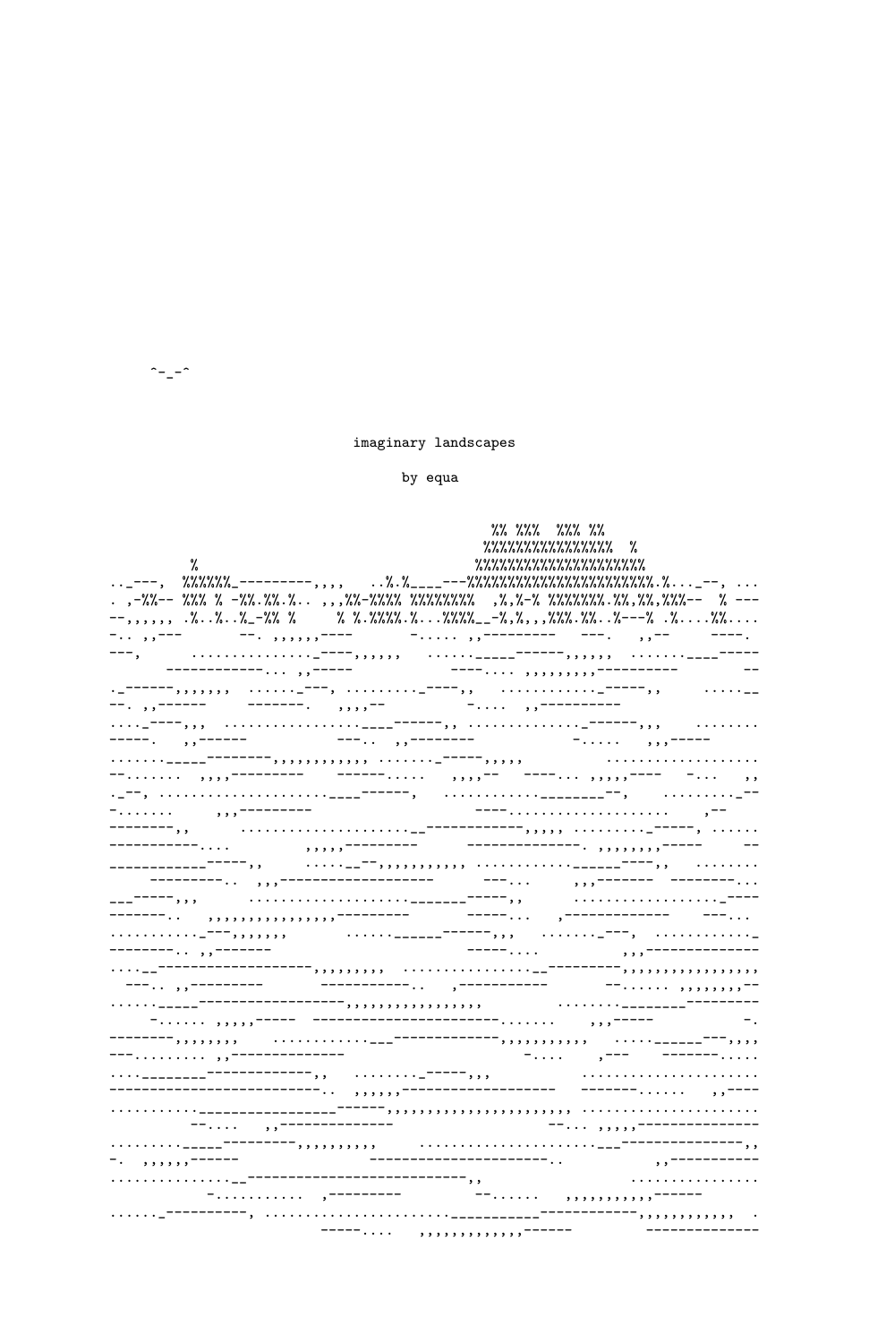```
^-_-^
```

imaginary landscapes

by equa

```
                                         %% %%%  %%% %%
                                        %%%%%%%%%%%%%%%  %
      %                                 %%%%%%%%%%%%%%%%%%%%
.._---,  %%%%%%_----------,,,,   ..%.%____---%%%%%%%%%%%%%%%%%%%%%%.%..._--, ...
. ,-%%-- %%% % -%%.%%.%.. ,,,%%-%%%% %%%%%%%%  ,%,%-% %%%%%%%.%%,%%,%%%--  % ---
--,,,,,, .%..%..%_-%% %     % %.%%%%.%...%%%%__-%,%,,%%%.%%..%---% .%....%%....
-.. ,,---        --. ,,,,,,----        -..... ,,---------   ---.   ,,--     ----.
---,      ..............._----,,,,,,   ......_____-------,,,,,,  ......____-----
     ------------... ,,-----             ----.... ,,,,,,,,,----------        --
._------,,,,,,,  ......_---, .........-----,,   ............_-----,,     ....__
--. ,,------     -------.   ,,,,--          -....  ,,----------
...._----,,,  ................____------,, ..............------,,,     ........
-----.   ,,------          ---..  ,,--------            -.....   ,,,-----
......_____--------,,,,,,,,,,, ......._-----,,,,,            ...................
--.......  ,,,,---------     ------.....   ,,,,--   ----... ,,,,,----   -...   ,,
._--, ...................____------,   ..........._______--,    ........._--
-.......      ,,,---------                 ----...................     ,--
--------,,       ...................__------------,,,,, .........------, ......
------------....          ,,,,,---------      ---------------. ,,,,,,,,-----    --
------------------,,     ....._--,,,,,,,,,,, ..........._______----,,   ........
     ---------.. ,,,-------------------       ---...      ,,,-------  ---------...
___------,,,      ..................._______-----,,      ..................____
-------..  ,,,,,,,,,,,,,,,,--------         -----...   ,------------    ---...
..........._----,,,,,,        ......______------,,,   ......._---,  ..........._
--------.. ,,-------                 -----....          ,,,-------------
...._-------------------,,,,,,,,,  ...............__---------,,,,,,,,,,,,,,,,
  ---.. ,,---------      -----------..   ,-----------       --...... ,,,,,,,,--
......_____------------------,,,,,,,,,,,,,,,,            ........________----------
    -...... ,,,,,-----  ------------------------.......    ,,,-----          -.
--------,,,,,,,,    ............___-------------,,,,,,,,,,,   ....______---,,,,
---......... ,,------------                    -....     ,---    -------.....
...._________-------------,,   ........------,,,       ......................
------------------------.. ,,,,,,--------------------   --------......   ,,----
..........________________------,,,,,,,,,,,,,,,,,,,,,,, ......................
          --....   ,,---------------                --... ,,,,,-----------------
........._____---------,,,,,,,,,,     ......................___---------------,,
-.  ,,,,,,------               ----------------------..          ,,------------
..............__---------------------------,,                 ...............
         -..........  ,---------          --......   ,,,,,,,,,,,------
......_-----------, ......................___________------------,,,,,,,,,,,  .
                       -----....   ,,,,,,,,,,,,,,------        -------------
```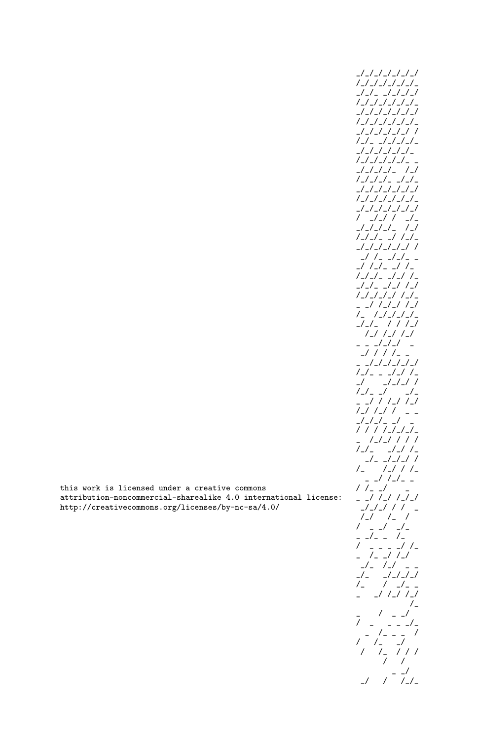```
_/_/_/_/_/_/_/
/_/_/_/_/_/_/_
_/_/_ _/_/_/_/
/_/_/_/_/_/_/_
_/_/_/_/_/_/_/
/_/_/_/_/_/_/_
_/_/_/_/_/_/ /
/_/_ _/_/_/_/_
_/_/_/_/_/_/_
/_/_/_/_/_/_ _
_/_/_/_/_  /_/
/_/_/_/_ _/_/_
_/_/_/_/_/_/_/
/_/_/_/_/_/_/_
_/_/_/_/_/_/_/
/  _/_/ /  _/_
_/_/_/_/_  /_/
/_/_/_ _/ /_/_
_/_/_/_/_/_/ /
 _/ /_ _/_/_ _
_/ /_/_ _/ /_
/_/_/_ _/_/ /_
_/_/_ _/_/ /_/
/_/_/_/_/ /_/_
_ _/ /_/_/ /_/
/_  /_/_/_/_/_
_/_/_  / / /_/
  /_/ /_/ /_/
_ _ _/_/_/  _
 _/ / / /_ _
_ _/_/_/_/_/_/
/_/_ _ _/_/ /_
_/    _/_/_/ /
/_/_ _/    _/_
_ _/ / /_/ /_/
/_/ /_/ /  _ _
_/_/_/_ _/  _
/ / / /_/_/_/_
_  /_/_/ / / /
/_/_   _/_/ /_
  _/_ _/_/_/ /
/_    /_/ / /_
  _ _/ /_/_ _
/ /_ _/    _
_ _/ /_/ /_/_/
 _/_/_/ / /  _
 /_/   /_  /
/  _ _/  _/_
_ _/_ _  /_
/  _ _ _ _/ /_
_  /_ _/ /_/
 _/_  /_/  _ _
_/_   _/_/_/_/
/_    /  _/_ _
_   _/ /_/ /_/
             /_
_    /  _ _/
/  _   _ _ _/_
  _  /_ _ _  /
/   /_   _/
 /   /_  / / /
       /   /
        _ _/
 _/   /   /_/_
```

this work is licensed under a creative commons
attribution-noncommercial-sharealike 4.0 international license:
http://creativecommons.org/licenses/by-nc-sa/4.0/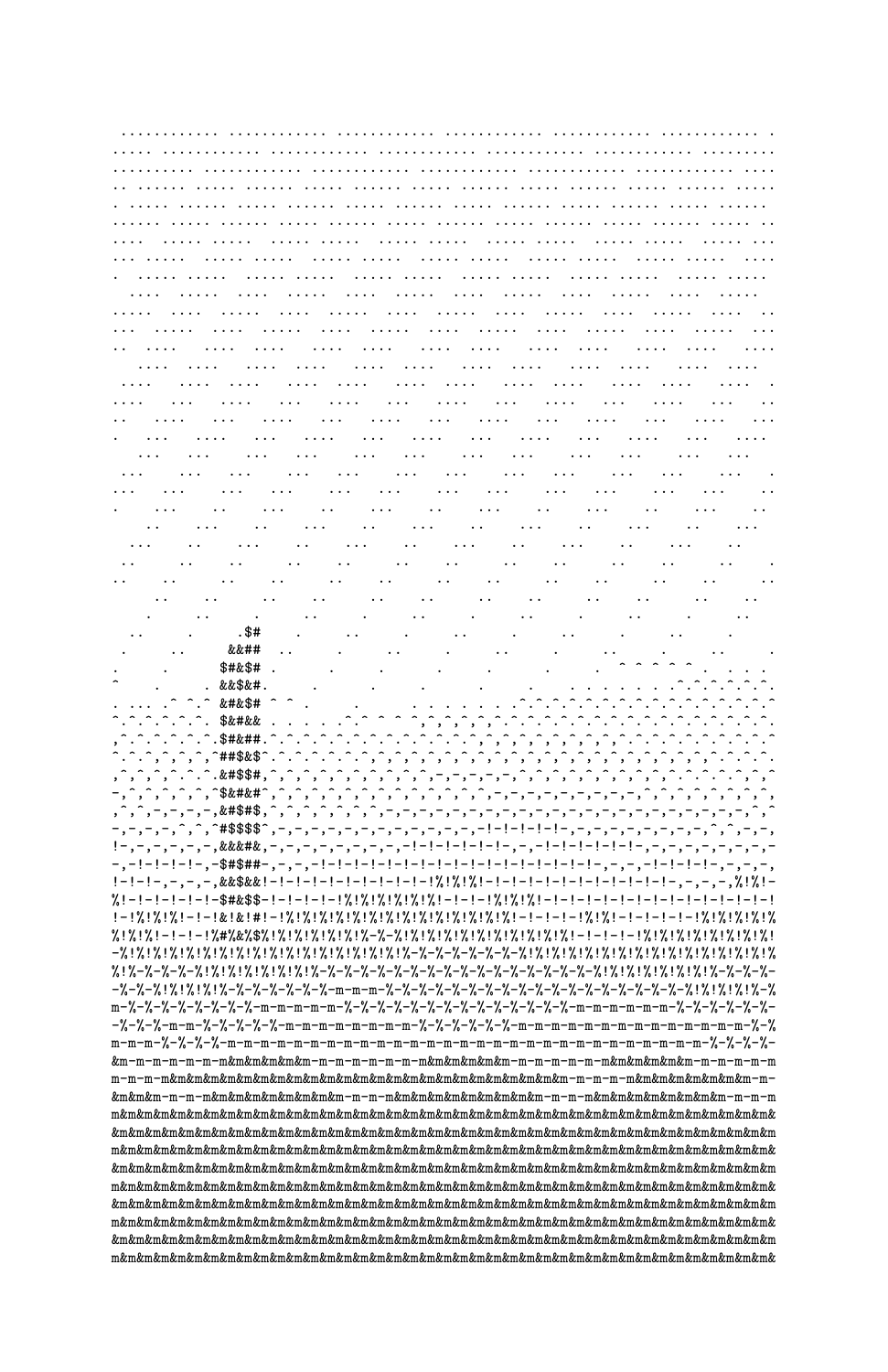```
 ............ ............ ............ ............ ............ ............ .
..... ............ ............ ............ ............ ............ .........
.......... ............ ............ ............ ............ ............ ....
.. ...... ..... ...... ..... ...... ..... ...... ..... ...... ..... ...... .....
. ..... ...... ..... ...... ..... ...... ..... ...... ..... ...... ..... ......
...... ..... ...... ..... ...... ..... ...... ..... ...... ..... ...... ..... ..
....  ..... .....  ..... .....  ..... .....  ..... .....  ..... .....  ..... ...
... .....  ..... .....  ..... .....  ..... .....  ..... .....  ..... .....  ....
.  ..... .....  ..... .....  ..... .....  ..... .....  ..... .....  ..... .....
 ....  .....  ....  .....  ....  .....  ....  .....  ....  .....  ....  .....
.....  ....  .....  ....  .....  ....  .....  ....  .....  ....  .....  ....  ..
...  .....  ....  .....  ....  .....  ....  .....  ....  .....  ....  .....  ...
..  ....   ....  ....   ....  ....   ....  ....   ....  ....   ....  ....   ....
   ....  ....   ....  ....   ....  ....   ....  ....   ....  ....   ....  ....
 ....   ....  ....   ....  ....   ....  ....   ....  ....   ....  ....   .... .
....   ...   ....   ...   ....   ...   ....   ...   ....   ...   ....   ...   ..
..   ....   ...   ....   ...   ....   ...   ....   ...   ....   ...   ....   ...
.   ...   ....   ...   ....   ...   ....   ...   ....   ...   ....   ...   ....
  ...   ...    ...   ...    ...   ...    ...   ...    ...   ...    ...   ...
 ...    ...   ...    ...   ...    ...   ...    ...   ...    ...   ...    ...   .
...   ...    ...   ...    ...   ...    ...   ...    ...   ...    ...   ...    ..
.    ...    ..    ...    ..    ...    ..    ...    ..    ...    ..    ...    ..
   ..    ...    ..    ...    ..    ...    ..    ...    ..    ...    ..    ...
 ...    ..    ...    ..    ...    ..    ...    ..    ...    ..    ...    ..
 ..    ..    ..    ..    ..    ..    ..    ..    ..    ..    ..    ..    ..    .
..    ..    ..    ..    ..    ..    ..    ..    ..    ..    ..    ..    ..    ..
    ..    ..    ..    ..    ..    ..    ..    ..    ..    ..    ..    ..    ..
   .     ..     .     ..     .     ..     .     ..     .     ..     .     ..
 ..     .     .$#     .     ..     .     ..     .     ..     .     ..     .
 .     ..     &&##  ..     .     ..     .     ..     .     ..     .     ..     .
.     .     $#&$# .     .     .     .     .     .     .  ^ ^ ^ ^ ^ .  .  .  .
^     .     . &&$&#.     .     .     .     .     .     .  .  .  .  .^.^.^.^.^.^.
. ... .^ ^.^.^ &#&$# ^ ^ .     .     . . . . . . .^.^.^.^.^.^.^.^.^.^.^.^.^.^.^
^.^.^.^.^.^. $&#&& . . . . .^.^ ^ ^ ^,^,^,^,^.^.^.^.^.^.^.^.^.^.^.^.^.^.^.^.^.
,^.^.^.^.^.^.$#&##.^.^.^.^.^.^.^.^.^.^.^.^.^,^,^,^,^,^,^,^,^,^.^.^.^.^.^.^.^.^
^.^.^,^,^,^,^##$&$^.^.^.^.^.^.^,^,^,^,^,^,^,^,^,^,^,^,^,^,^,^,^,^,^,^,^.^.^.^.
,^,^,^,^.^.^.&#$$#,^,^,^,^,^,^,^,^,^,^,-,-,-,-,-,^,^,^,^,^,^,^,^,^.^.^.^,^,^,^
-,^,^,^,^,^,^$&#&#^,^,^,^,^,^,^,^,^,^,^,^,^,^,-,-,-,-,-,-,-,-,^,^,^,^,^,^,^,^,
,^,^,-,-,-,-,&#$#$,^,^,^,^,^,^,^,-,-,-,-,-,-,-,-,-,-,-,-,-,-,-,-,-,-,-,-,-,^,^
-,-,-,-,^,^,^#$$$$^,-,-,-,-,-,-,-,-,-,-,-,-,!-!-!-!-!-,-,-,-,-,-,-,-,^,^,-,-,
!-,-,-,-,-,-,&&&#&,-,-,-,-,-,-,-,-,!-!-!-!-!-!-,-,-!-!-!-!-!-,-,-,-,-,-,-,-,-
-,-!-!-!-!-,-$#$##-,-,-,-!-!-!-!-!-!-!-!-!-!-!-!-!-!-!-!-,-,-,-!-!-!-!-,-,-,-,
!-!-!-,-,-,-,&&$&&!-!-!-!-!-!-!-!-!-!%!%!%!-!-!-!-!-!-!-!-!-!-!-,-,-,-,%!%!-
%!-!-!-!-!-!-$#&$$-!-!-!-!-!%!%!%!%!%!-!-!-!%!%!%!-!-!-!-!-!-!-!-!-!-!-!-!-!
!-!%!%!%!-!-!&!&!#!-!%!%!%!%!%!%!%!%!%!%!%!%!-!-!-!-!%!%!-!-!-!-!-!%!%!%!%!%
%!%!%!-!-!-!%#%&%$%!%!%!%!%!%!%-%-%!%!%!%!%!%!%!%!%!%!-!-!-!-!%!%!%!%!%!%!%!
-%!%!%!%!%!%!%!%!%!%!%!%!%!%!%!%!%!%-%-%-%-%-%-%-%!%!%!%!%!%!%!%!%!%!%!%!%!%!%
%!%-%-%-%-%!%!%!%!%!%!%!%-%-%-%-%-%-%-%-%-%-%-%-%-%-%-%-%-%!%!%!%!%!%!%!%-%-%-%-
-%-%-%!%!%!%!%-%-%-%-%-%-%-m-m-m-%-%-%-%-%-%-%-%-%-%-%-%-%-%-%-%-%-%-%!%!%!%!%-%
m-%-%-%-%-%-%-%-m-m-m-m-m-%-%-%-%-%-%-%-%-%-%-%-%-%-%-%-m-m-m-m-m-%-%-%-%-%-%-
-%-%-%-m-m-%-%-%-%-%-m-m-m-m-m-m-m-%-%-%-%-%-%-%-%-m-m-m-m-m-m-m-m-m-m-m-m-%-%
m-m-m-%-%-%-%-%-m-m-m-m-m-m-m-m-m-m-m-m-m-m-m-m-m-m-m-m-m-m-m-m-m-m-m-%-%-%-%-
&m-m-m-m-m-m&m&m&m&m&m-m-m-m-m-m-m-m&m&m&m&m&m-m-m-m-m-m-m&m&m&m&m&m-m-m-m-m-m
m-m-m-m&m&m&m&m&m&m&m&m&m&m&m&m&m&m&m&m&m&m&m&m&m-m-m-m-m&m&m&m&m&m&m&m&m&m-
&m&m&m-m-m-m&m&m&m&m&m&m&m-m-m-m&m&m&m&m&m&m&m&m&m-m-m-m&m&m&m&m&m&m&m&m-m-m
m&m&m&m&m&m&m&m&m&m&m&m&m&m&m&m&m&m&m&m&m&m&m&m&m&m&m&m&m&m&m&m&m&m&m&m&m&m&m&
&m&m&m&m&m&m&m&m&m&m&m&m&m&m&m&m&m&m&m&m&m&m&m&m&m&m&m&m&m&m&m&m&m&m&m&m&m&m&m
m&m&m&m&m&m&m&m&m&m&m&m&m&m&m&m&m&m&m&m&m&m&m&m&m&m&m&m&m&m&m&m&m&m&m&m&m&m&m&
&m&m&m&m&m&m&m&m&m&m&m&m&m&m&m&m&m&m&m&m&m&m&m&m&m&m&m&m&m&m&m&m&m&m&m&m&m&m&m
m&m&m&m&m&m&m&m&m&m&m&m&m&m&m&m&m&m&m&m&m&m&m&m&m&m&m&m&m&m&m&m&m&m&m&m&m&m&m&
&m&m&m&m&m&m&m&m&m&m&m&m&m&m&m&m&m&m&m&m&m&m&m&m&m&m&m&m&m&m&m&m&m&m&m&m&m&m&m
m&m&m&m&m&m&m&m&m&m&m&m&m&m&m&m&m&m&m&m&m&m&m&m&m&m&m&m&m&m&m&m&m&m&m&m&m&m&m&
&m&m&m&m&m&m&m&m&m&m&m&m&m&m&m&m&m&m&m&m&m&m&m&m&m&m&m&m&m&m&m&m&m&m&m&m&m&m&m
m&m&m&m&m&m&m&m&m&m&m&m&m&m&m&m&m&m&m&m&m&m&m&m&m&m&m&m&m&m&m&m&m&m&m&m&m&m&m&
```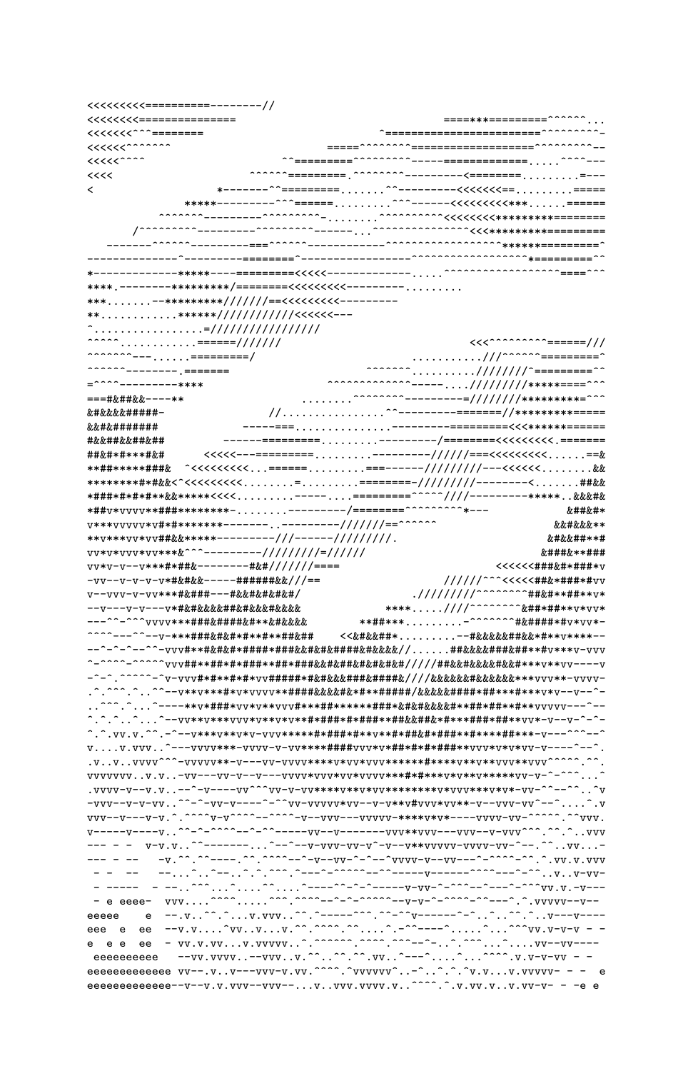```
<<<<<<<<<=========--------//
<<<<<<<<==============                                  ====**=========^^^^^^...
<<<<<<<^^^========                                ^=======================^^^^^^^^^-
<<<<<<^^^^^^^                          =====^^^^^^^^=================^^^^^^^^^--
<<<<<^^^^                   ^^=========^^^^^^^^^^-----=============.....^^^^---
<<<<                    ^^^^^^=========.^^^^^^^^---------<========.........=---
<                     *-------^^=========.......^^---------<<<<<<<==.........=====
               *****---------^^^======.........^^^------<<<<<<<<<<***......======
           ^^^^^^^---------^^^^^^^^^-........^^^^^^^^^^<<<<<<<<*********========
       /^^^^^^^^^---------^^^^^^^^^------...^^^^^^^^^^^^^^<<<*********=========
   -------^^^^^^---------===^^^^^^-----------^^^^^^^^^^^^^^^^^*****=========^
--------------^---------========^-----------------^^^^^^^^^^^^^^^^^*========^^
*-------------*****----========<<<<<-------------.....^^^^^^^^^^^^^^^^^^====^^^
****.--------*********/=======<<<<<<<<<---------.........
***.......--*********//////==<<<<<<<<<---------
**............******////////////<<<<<<---
^.................=////////////////
^^^^^............======///////                          <<<^^^^^^^^^^======///
^^^^^^^---......=========/                        ...........///^^^^^^=========^
^^^^^^---------.=======                     ^^^^^^^..........////////^=========^^
=^^^^---------****                    ^^^^^^^^^^^^^-----....//////////*******===^^^
===#&###&&----**                ........^^^^^^^^---------=///////*********=^^^
&#&&&&#####-                //...............^^---------=======//*********=====
&&#&#######              -----===..............---------========<<<******======
#&&##&&###&##          ----------=========.........---------/========<<<<<<<<<<.=======
##&#*#***#&#       <<<<<---=========.........---------//////===<<<<<<<<<......==&
****#*****###&  ^<<<<<<<<<...======.........===------/////////---<<<<<<........&&
********#*#&&<^<<<<<<<<<........=..........========-/////////--------<.......##&&
*###*#*#*#**&&*****<<<<.........-----....========^^^^^////---------*****..&&&#&
*##v*vvvv**###*********-........---------/========^^^^^^^^^*---          &&##&#*
v***vvvvv*v#*#*******-------..---------//////==^^^^^^                 &&#&&&**
**v***vv*vv##&&*****---------///------/////////.                  &#&&###*#
vv*v*vvv*vv***&^^^---------/////////=//////                       &###&**###
vv*v-v--v***#*##&--------#&#//////====                         <<<<<<###&#*###*v
-vv--v-v-v-v*#&#&&-----######&&///==                  /////^^^<<<<<##&*###*#vv
v--vvv-v-vv***#&###---#&&#&#&#&#/                 .////////^^^^^^^^##&#**##**v*
--v---v-v---v*#&#&&&&&###&#&&&#&&&&              ****.....////^^^^^^^&###*##**v*vv*
---^^-^^^vvvv*****####&###&#**&#&&&&        **##***.........-^^^^^^^^&#####*v*vv*-
^^^^---^^--v-*****##&#&#*#******##&##     <<&#&&##*.........--#&&&&###&#**&*v***-
--^-^-^--^^-vvv#**#&#&#*####*###&&#&#&#####&#&&&&//......##&&&&####&##**#v***v-vvv
^-^^^^-^^^^^vvv##**#*####**##*###&&#&####&#&#&#/////##&&#&&&&#&&#***v**vv----v
-^-^.^^^^^-^v-vvv#*#***#*#*vv#####*#&#&&&###&####&////&&&&&&#&&&&&&&***vvv**-vvvv-
.^.^^^.^..^^--v**v***#*v*vvvv**####&&&&#&*#*******#/&&&&#####*##***#***v*v--v--^-
..^^^.^...^----**v*###*vv*v*vvv#****#*****###*&*#&#&&&&#**###*#**#**vvvvv---^--
^.^.^..^...^--vv**v***vvv*v**v*v**#*###*#*####**##&&###&*#****###*##**vv*-v--v-^-^-
^.^.vv.v.^^.-^--v***v**v*v-vvv*****#*###*#**v**#**##&#*####**#*****##***-v---^^^--^
v....v.vvv..^---vvvv***-vvvv-v-vv****####vvv*v*##*#*#*###**vvvv*v*v*vv-v---^--^.
.v..v..vvvv^^^-vvvvv**-v---vv-vvvv****v*vv*vvv******#****v**v**vvv**vvv^^^^^.^^.
vvvvvvv..v.v..-vv---vv-v--v---vvvv*vvv*vv*vvvv***#*#***v*v**v*****vv-v-^-^^^...^
.vvvv-v--v.v..--^-v----vv^^^vv-v-vv****v**v*vv********v*vvv***v*v*-vv-^^--^^..^v
-vvv--v-v-vv..^^-^-vv-v----^-^^vv-vvvvv*vv--v-v**v#vvv*vv**-v--vvv-vv^--^....^.v
vvv--v---v-v.^.^^^^v-v^^^^--^^^^-v--vvv---vvvvv-****v*v*----vvvv-vv-^^^^^.^^vvv.
v-----v----v..^^-^-^^^^--^-^^-----vv--v-------vvv**vvv---vvv--v-vvv^^^.^^.^..vvv
--- - -  v-v.v..^^-------..^--^--v-vvv-vv-v^-v--v**vvvvv-vvvv-vv-^--.^^..vv...-
--- - --   -v.^^.^^----.^^.^^^^--^-v--vv-^-^--^vvvv-v--vv---^-^^^^-^^.^.vv.v.vvv
 - -  --   --...^..^--..^.^.^^^.^---^-^^^^^--^^-----v------^^^^---^-^^..v..vv-vv-
 - -----  - --..^^^...^....^^...^----^^-^-^------v-vv-^-^^^--^---^-^^^vv.v.-v---
 - e eeee-  vvv....^^^^.....^^^.^^^^--^-^-^^^^^--v-v-^-^^^^-^^---^.^.vvvvv--v--
eeeee    e  --.v..^^.^...v.vvv..^^.^-----^^^.^^-^^v------^-^..^..^^.^..v---v----
eee  e  ee  --v.v....^vv..v...v.^^.^^^^.^^....^.-^^----^.....^...^^^vv.v-v-v - -
e  e e  ee  - vv.v.vv...v.vvvvv..^.^^^^^^.^^^^.^^^^--^-..^.^^^...^....vv--vv---
 eeeeeeeeee   --vv.vvvv..--vvv..v.^^..^^.^^.vv..^---^....^...^^^^.v.v-v-vv - -
eeeeeeeeeeeee vv--.v..v---vvv-v.vv.^^^^.^vvvvvv^..-^..^.^.^v.v...v.vvvvv- - -  e
eeeeeeeeeeeee--v--v.v.vvv--vvv--...v..vvv.vvvv.v..^^^^.^.v.vv.v..v.vv-v- - -e e
```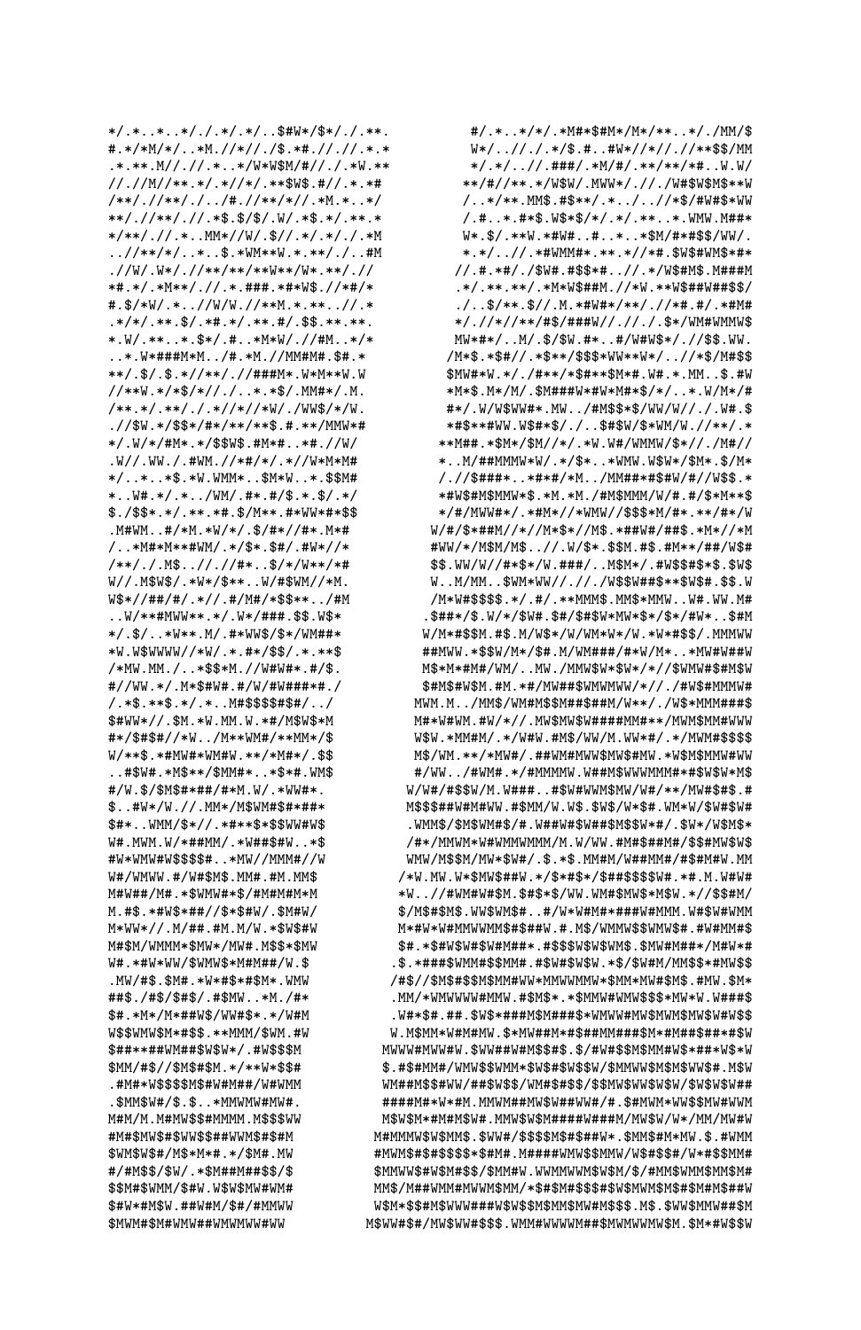```
*/.*..*..*/./.*/.*/..$#W*/$*/./.**.          #/.*..*/*/.*M**$#M*/M*/**..*/./MM/$
#.*/*M/*/..*M.//*//./$.*#.//.//.*.*          W*/..//./.*/$.#..#W*//*//.//**$$/MM
.*.**.M//.//.*..*/W*W$M/#//./.*W.**          */.*/..//.###/.*M/#/.**/**/*#..W.W/
//.//M//**.*/.*//*/.**$W$.#//.*.*#          **/#//**.*/W$W/.MWW*/.//./W#$W$M$**W
/**/.//**/./../#.//**/*//.*M.*..*/         /..*/**.MM$.#$**/.*../.././/*$/#W#$*WW
**/.//**/.//.*$.$/$/.W/.*$.*/.**.*         /.#..*.#*$.W$*$/*/.*/.**..*.WMW.M##*
*/**/.//.*..MM*//W/.$//.*/.*/./.*M         W*.$/.**W.*#W#..#..*..*$M/#*#$$/WW/.
..//**/*/..*..$.*WM**W.*.**/./..#M         *.*/..//.*#WMM#*.**.*//*#.$W$#WM$*#*
.//W/.W*/.//**/**/**W**/W*.**/.//         //.#.*#/./$W#.#$$*#..//.*/W$#M$.M###M
*#.*/.*M**/.//.*.###.*#*W$.//*#/*         .*/.**.**/.*M*W$##M.//*W.**W$##W##$$/
#.$/*W/.*..//W/W.//**M.*.**..//.*         ./..$/**.$//.M.*#W#*/**/.//*#.#/.*M#
.*/*/.**.$/.*#.*/.**.#/.$$.**.**.        */.//*//**/#$/###W//.//./.$*/WM#WMMW$
*.W/.**..*.$*/.#..*M*W/.//#M..*/*        MW*#*/..M/.$/$W.#*..#/W#W$*/.//$$.WW.
..*.W*###M*M../#.*M.//MM#M#.$#.*        /M*$.*$#//.*$**/$$$*WW**W*/..//*$/M#$$
**/.$/.$.*//**/.//###M*.W*M**W.W        $MW#*W.*/.#**/*$#**$M*#.W#.*.MM..$.#W
//**W.*/*$/*//./..*.*$/.MM#*/.M.        *M*$.M*/M/.$M###W*#W*M#*$/*/..*.W/M*/#
/**.*/.**/./.*//*//*W/./WW$/*/W.        #*/.W/W$WW#*.MW../#M$$*$/WW/W//./.W#.$
.//$W.*/$$*/#*/**/**$.#.**/MMW*#       *#$**#WW.W$#*$/./..$#$W/$*WM/W.//**/.*
*/.W/*/#M*.*/$$W$.#M*#..*#.//W/       **M##.*$M*/$M//*/.*W.W#/WMMW/$*//.M#//
.W//.WW./.#WM.//*#/*/.*//W*M*M#       *..M/##MMMW*W/.*/$*..*WMW.W$W*/$M*.$/M*
*/..*..*$.*W.WMM*..$M*W..*.$$M#       ./ /$###*..*#*#/*M../MM##*#$#W/#//W$$.*
*..W#.*/.*../WM/.#*.#/$.*.$/.*/       *#W$#$MMW*$.*M.*M./#M$MMM/W/#.#/$*M**$
$./$$*.*/.**.*#.$/M**.#*WW*#*$$       */#/MWW#*/.*#M*//*WMW//$$$*M/#*.**/#*/W
.M#WM..#/*M.*W/*/.$/#*//#*.M*#      W/#/$*##M//*//M*$*//M$.*##W#/##$.*M*//*M
/..*M#*M**#WM/.*/$*.$#/.#W*//*      #WW/*/M$M/M$..//.W/$*.$$M.#$.#M**/##/W$#
/**/./.M$..//.//#*..$/*/W**/*#      $$.WW/W//#*$*/W.###/..M$M*/.#W$$#$*$.$W$
W//.M$W$/.*W*/$**..W/#$WM//*M.      W..M/MM..$WM*WW//.//./W$$W##$**$W$#.$$.W
W$*//##/#/.*//.#/M#/*$$**../#M      /M*W#$$$$.*/.#/.**MMM$.MM$*MMW..W#.WW.M#
..W/**#MWW**.*/.W*/###.$$.W$*      .$##*/$.W/*/$W#.$#/$#$W*MW*$*/$*/#W*..$#M
*/.$/..*W**.M/.#*WW$/$*/WM##*      W/M*#$$M.#$.M/W$*/W/WM*W*/W.*W*#$$/.MMMWW
*W.W$WWWW//*W/.*.#*/$$/.*.**$      ##MWW.*$$W/M*/$#.M/WM###/#*W/M*..*MW#W##W
/*MW.MM./..*$$*M.//W#W#*.#/$.      M$*M*#M#/WM/..MW./MMW$W*$W*/*//$WMW#$#M$W
#//WW.*/.M*$#W#.#/W/#W###*#./      $#M$#W$M.#M.*#/MW##$WMWMWW/*//./#W$#MMMW#
/.*$.**$.*/.*..M#$$$$#$#/../      MWM.M../MM$/WM#M$$M##$##M/W**/./W$*MMM###$
$#WW*//.$M.*W.MM.W.*#/M$W$*M      M#*W#WM.M/W*//.MW$MW$W####MM#**/MWM$MM#WWW
#*/$#$#//*W../M**WM#/**MM*/$      W$W.*MM#M/.*/W#W.#M$/WW/M.WW*#/.*/MWM#$$$$
W/**$.*#MW#*WM#W.**/*M#*/.$$      M$/WM.**/*MW#/.##WM#MWW$MW$#MW.*W$M$MMW#WW
..#$W#.*M$**/$MM#*..*$*#.WM$      #/WW../#W#.*/#MMMMW.W##M$WWWMMM#*#$W$W*M$
#/W.$/$M$#*##/#*M.W/.*WW#*.     W/W#/#$$W/M.W###..#$W#WWM$MW/W#/**/MW#$#$.#
$..#W*/W.//.MM*/M$WM#$#*##*     M$$$##W#M#WW.#$MM/W.W$.$W$/W*$#.WM*W/$W#$W#
$#*..WMM/$*//.*#**$*$$WW#W$     .WMM$/$M$WM#$/#.W##W#$W##$M$$W*#/.$W*/W$M$*
W#.MWM.W/*##MM/.*W##$#W..*$     /#*/MMWM*W#WMMWMMM/M.W/WW.#M#$##M#/$$#MW$W$
#W*WMW#W$$$$#..*MW//MMM#//W     WMW/M$$M/MW*$W#/.$.*$.MM#M/W##MM#/#$#M#W.MM
W#/WMWW.#/W#$M$.MM#.#M.MM$     /*W.MW.W*$MW$##W.*/$*#$*/$##$$$$W#.*#.M.W#W#
M#W##/M#.*$WMW#*$/#M#M#M*M     *W..//#WM#W#$M.$#$*$/WW.WM#$MW$*M$W.*//$$#M/
M.#$.*#W$*##//$*$#W/.$M#W/     $/M$#$M$.WW$WM$#..#/W*W#M#*###W#MMM.W#$W#WMM
M*WW*//.M/##.#M.M/W.*$W$#W     M*#W*W#MMWWMM$#$##W.#.M$/WMMW$$WMW$#.#W#MM$
M#$M/WMMM*$MW*/MW#.M$$*$MW     $#.*$#W$W#$W#M##*.#$$$W$W$WM$.$MW#M##*/M#W*#
W#.*#W*WW/$WMW$*M#M##/W.$     .$.*###$WMM#$$MM#.#$W#$W$W.*$/$W#M/MM$$*#MW$$
.MW/#$.$M#.*W*#$*#$M*.WMW     /#$//$M$#$$M$MM#WW*MMWWMMW*$MM*MW#$M$.#MW.$M*
##$./#$/$#$/.#$MW..*M./#*     .MM/*WMWWWW#MMW.#$M$*.*$MMW#WMW$$$*MW*W.W###$
$#.*M*/M*##W$/WW#$*.*/W#M     .W#*$#.##.$W$*###M$M###$*WMWW#MW$MMW$MW$W#W$$
W$$WMW$M*#$$.**MMM/$WM.#W    W.M$MM*W#M#MW.$*MW##M*#$##MM###$M*#M##$##*#$W
$##**##WM##$W$W*/.#W$$$M    MWWW#MWW#W.$WW##W#M$$#$.$/#W#$$M$MM#W$*###*W$*W
$MM/#$//$M$#$M.*/**W*$$#    $.#$#MM#/WW$$WMM*$W$#$W$$W/$MMWW$M$$WW$#.M$W
.#M#*W$$$$M$#W#M##/W#WMM    WM##M$$#WW/##$W$$/WM#$#$$/$$MW$WW$W$W/$W$W$W##
.$MM$W#/$.$..*MMWMW#MW#.    ####M#*W*#M.MMWM#MW$W##WW#/#.$#MWM*WW$$MW#WWM
M#M/M.M#MW$$#MMMM.M$$$WW    M$W$M*#M#M$W#.MMW$W$M####W###M/MW$W/W*/MM/MW#W
#M#$MW$#$WW$$$##WWM$#$#M   M#MMMW$W$MM$.$WW#/$$$$M$#$##W*.$MM$#M*MW.$.#WMM
$WM$W$#/M$*M*#.*/$M#.MW    #MWM$#$#$$$$*$#M#.M####WMW$$MMW/W$#$$#/W*#$$MM#
#/M$$/$W/.*$M##M##$$/$     $MMWW$#W$M#$$/$MM#W.WWMMWWM$W$M/$/#MM$WMM$MM$M#
$$M#$WMM/$#W.W$W$MW#WM#    MM$/M##WMM#MWWM$MM/*$#$M#$$$#$W$MWM$M$#$M#$M#W
$#W*#M$W.##W#M/$#/#MMWW    W$M*$$#M$WWW###W$W$$M$MM$MW#M$$$.M$.$WW$MMW##$M
$MWM#$M#WMW##WMWMWW#WW    M$WW#$#/MW$WW#$$$.WMM#WWWWM##$MWMWWMW$M.$M*#W$$W
```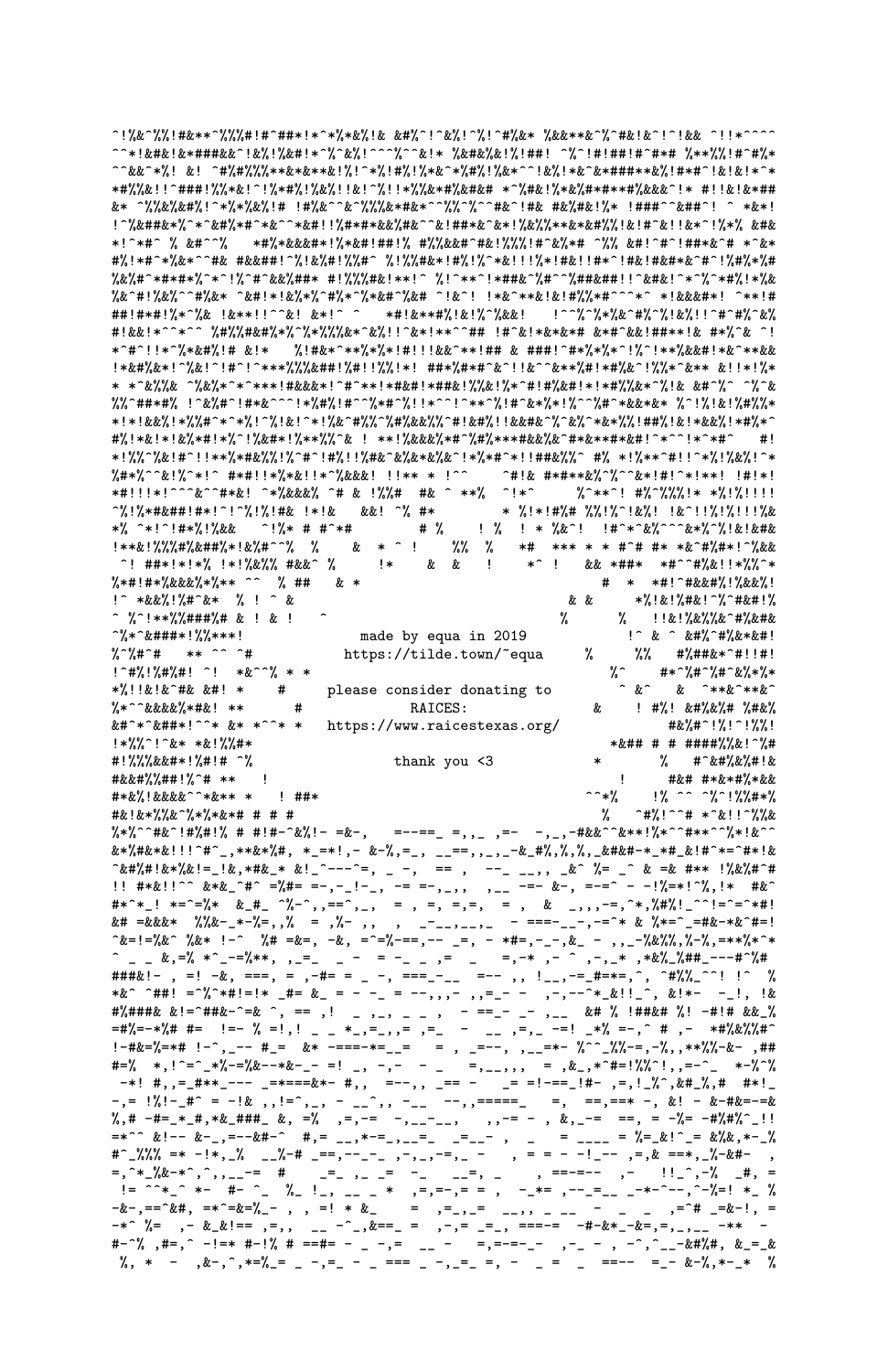made by equa in 2019

https://tilde.town/~equa

please consider donating to

RAICES:

https://www.raicestexas.org/

thank you <3